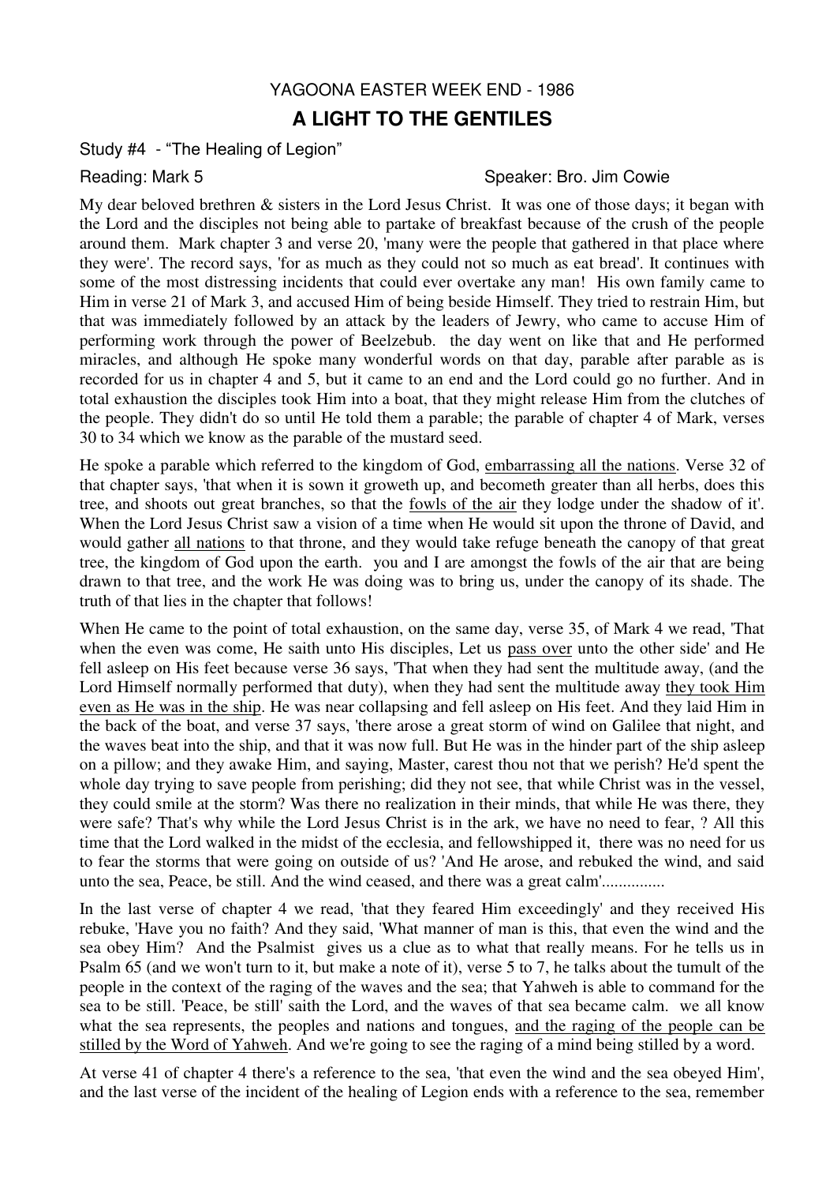# YAGOONA EASTER WEEK END - 1986

## A LIGHT TO THE GENTILES

Study #4 - "The Healing of Legion"

Reading: Mark 5 Speaker: Bro. Jim Cowie

My dear beloved brethren & sisters in the Lord Jesus Christ. It was one of those days; it began with the Lord and the disciples not being able to partake of breakfast because of the crush of the people around them. Mark chapter 3 and verse 20, 'many were the people that gathered in that place where they were'. The record says, 'for as much as they could not so much as eat bread'. It continues with some of the most distressing incidents that could ever overtake any man! His own family came to Him in verse 21 of Mark 3, and accused Him of being beside Himself. They tried to restrain Him, but that was immediately followed by an attack by the leaders of Jewry, who came to accuse Him of performing work through the power of Beelzebub. the day went on like that and He performed miracles, and although He spoke many wonderful words on that day, parable after parable as is recorded for us in chapter 4 and 5, but it came to an end and the Lord could go no further. And in total exhaustion the disciples took Him into a boat, that they might release Him from the clutches of the people. They didn't do so until He told them a parable; the parable of chapter 4 of Mark, verses 30 to 34 which we know as the parable of the mustard seed.

He spoke a parable which referred to the kingdom of God, <u>embarrassing all the nations</u>. Verse 32 of that chapter says, 'that when it is sown it groweth up, and becometh greater than all herbs, does this tree, and shoots out great branches, so that the <u>fowls of the air</u> they lodge under the shadow of it'. When the Lord Jesus Christ saw a vision of a time when He would sit upon the throne of David, and would gather <u>all nations</u> to that throne, and they would take refuge beneath the canopy of that great tree, the kingdom of God upon the earth. you and I are amongst the fowls of the air that are being drawn to that tree, and the work He was doing was to bring us, under the canopy of its shade. The truth of that lies in the chapter that follows!

When He came to the point of total exhaustion, on the same day, verse 35, of Mark 4 we read, 'That when the even was come, He saith unto His disciples, Let us <u>pass over</u> unto the other side' and He fell asleep on His feet because verse 36 says, 'That when they had sent the multitude away, (and the Lord Himself normally performed that duty), when they had sent the multitude away <u>they took Him even as He was in the ship</u>. He was near collapsing and fell asleep on His feet. And they laid Him in the back of the boat, and verse 37 says, 'there arose a great storm of wind on Galilee that night, and the waves beat into the ship, and that it was now full. But He was in the hinder part of the ship asleep on a pillow; and they awake Him, and saying, Master, carest thou not that we perish? He'd spent the whole day trying to save people from perishing; did they not see, that while Christ was in the vessel, they could smile at the storm? Was there no realization in their minds, that while He was there, they were safe? That's why while the Lord Jesus Christ is in the ark, we have no need to fear, ? All this time that the Lord walked in the midst of the ecclesia, and fellowshipped it, there was no need for us to fear the storms that were going on outside of us? 'And He arose, and rebuked the wind, and said unto the sea, Peace, be still. And the wind ceased, and there was a great calm'...............

In the last verse of chapter 4 we read, 'that they feared Him exceedingly' and they received His rebuke, 'Have you no faith? And they said, 'What manner of man is this, that even the wind and the sea obey Him? And the Psalmist gives us a clue as to what that really means. For he tells us in Psalm 65 (and we won't turn to it, but make a note of it), verse 5 to 7, he talks about the tumult of the people in the context of the raging of the waves and the sea; that Yahweh is able to command for the sea to be still. 'Peace, be still' saith the Lord, and the waves of that sea became calm. we all know what the sea represents, the peoples and nations and tongues, <u>and the raging of the people can be stilled by the Word of Yahweh</u>. And we're going to see the raging of a mind being stilled by a word.

At verse 41 of chapter 4 there's a reference to the sea, 'that even the wind and the sea obeyed Him', and the last verse of the incident of the healing of Legion ends with a reference to the sea, remember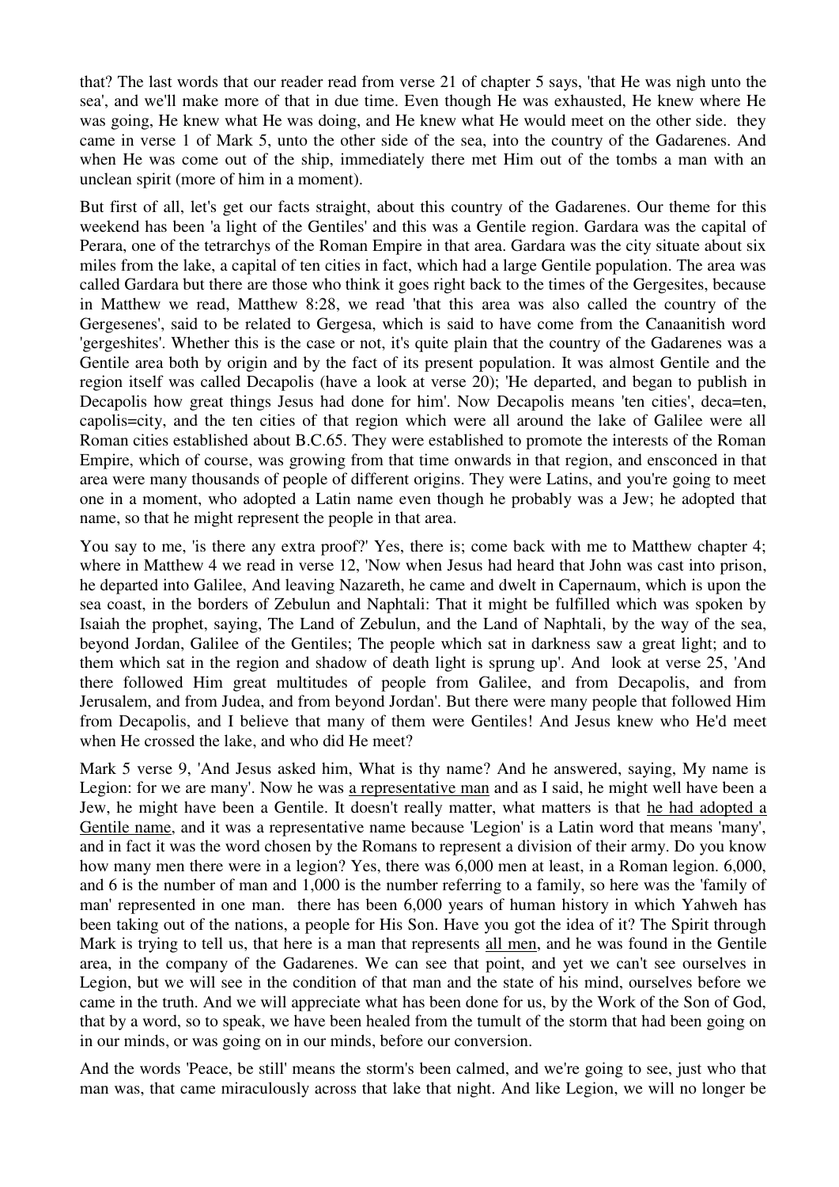that? The last words that our reader read from verse 21 of chapter 5 says, 'that He was nigh unto the sea', and we'll make more of that in due time. Even though He was exhausted, He knew where He was going, He knew what He was doing, and He knew what He would meet on the other side. they came in verse 1 of Mark 5, unto the other side of the sea, into the country of the Gadarenes. And when He was come out of the ship, immediately there met Him out of the tombs a man with an unclean spirit (more of him in a moment).

But first of all, let's get our facts straight, about this country of the Gadarenes. Our theme for this weekend has been 'a light of the Gentiles' and this was a Gentile region. Gardara was the capital of Perara, one of the tetrarchys of the Roman Empire in that area. Gardara was the city situate about six miles from the lake, a capital of ten cities in fact, which had a large Gentile population. The area was called Gardara but there are those who think it goes right back to the times of the Gergesites, because in Matthew we read, Matthew 8:28, we read 'that this area was also called the country of the Gergesenes', said to be related to Gergesa, which is said to have come from the Canaanitish word 'gergeshites'. Whether this is the case or not, it's quite plain that the country of the Gadarenes was a Gentile area both by origin and by the fact of its present population. It was almost Gentile and the region itself was called Decapolis (have a look at verse 20); 'He departed, and began to publish in Decapolis how great things Jesus had done for him'. Now Decapolis means 'ten cities', deca=ten, capolis=city, and the ten cities of that region which were all around the lake of Galilee were all Roman cities established about B.C.65. They were established to promote the interests of the Roman Empire, which of course, was growing from that time onwards in that region, and ensconced in that area were many thousands of people of different origins. They were Latins, and you're going to meet one in a moment, who adopted a Latin name even though he probably was a Jew; he adopted that name, so that he might represent the people in that area.

You say to me, 'is there any extra proof?' Yes, there is; come back with me to Matthew chapter 4; where in Matthew 4 we read in verse 12, 'Now when Jesus had heard that John was cast into prison, he departed into Galilee, And leaving Nazareth, he came and dwelt in Capernaum, which is upon the sea coast, in the borders of Zebulun and Naphtali: That it might be fulfilled which was spoken by Isaiah the prophet, saying, The Land of Zebulun, and the Land of Naphtali, by the way of the sea, beyond Jordan, Galilee of the Gentiles; The people which sat in darkness saw a great light; and to them which sat in the region and shadow of death light is sprung up'. And look at verse 25, 'And there followed Him great multitudes of people from Galilee, and from Decapolis, and from Jerusalem, and from Judea, and from beyond Jordan'. But there were many people that followed Him from Decapolis, and I believe that many of them were Gentiles! And Jesus knew who He'd meet when He crossed the lake, and who did He meet?

Mark 5 verse 9, 'And Jesus asked him, What is thy name? And he answered, saying, My name is Legion: for we are many'. Now he was <u>a representative man</u> and as I said, he might well have been a Jew, he might have been a Gentile. It doesn't really matter, what matters is that <u>he had adopted a Gentile name</u>, and it was a representative name because 'Legion' is a Latin word that means 'many', and in fact it was the word chosen by the Romans to represent a division of their army. Do you know how many men there were in a legion? Yes, there was 6,000 men at least, in a Roman legion. 6,000, and 6 is the number of man and 1,000 is the number referring to a family, so here was the 'family of man' represented in one man. there has been 6,000 years of human history in which Yahweh has been taking out of the nations, a people for His Son. Have you got the idea of it? The Spirit through Mark is trying to tell us, that here is a man that represents <u>all men</u>, and he was found in the Gentile area, in the company of the Gadarenes. We can see that point, and yet we can't see ourselves in Legion, but we will see in the condition of that man and the state of his mind, ourselves before we came in the truth. And we will appreciate what has been done for us, by the Work of the Son of God, that by a word, so to speak, we have been healed from the tumult of the storm that had been going on in our minds, or was going on in our minds, before our conversion.

And the words 'Peace, be still' means the storm's been calmed, and we're going to see, just who that man was, that came miraculously across that lake that night. And like Legion, we will no longer be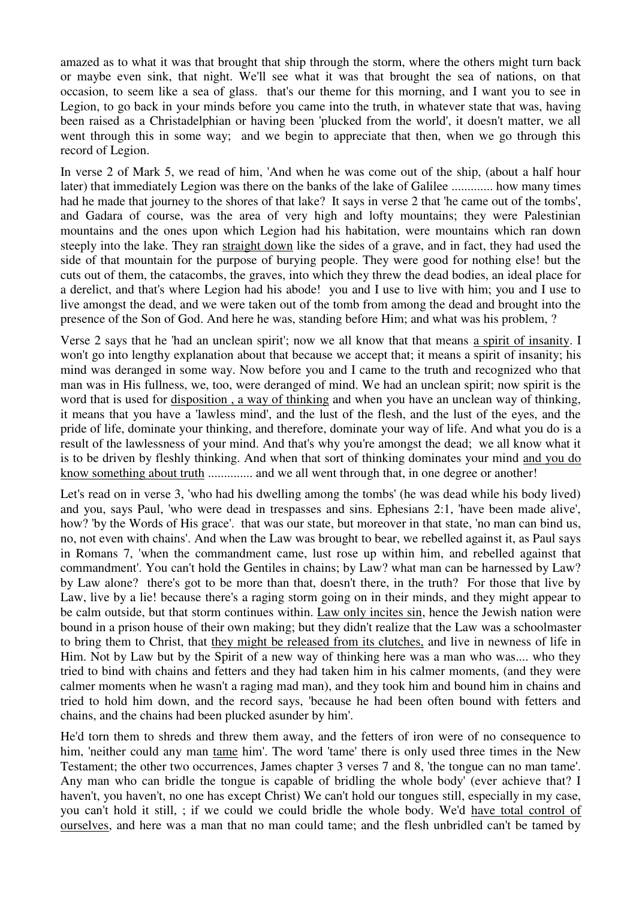amazed as to what it was that brought that ship through the storm, where the others might turn back or maybe even sink, that night. We'll see what it was that brought the sea of nations, on that occasion, to seem like a sea of glass. that's our theme for this morning, and I want you to see in Legion, to go back in your minds before you came into the truth, in whatever state that was, having been raised as a Christadelphian or having been 'plucked from the world', it doesn't matter, we all went through this in some way; and we begin to appreciate that then, when we go through this record of Legion.

In verse 2 of Mark 5, we read of him, 'And when he was come out of the ship, (about a half hour later) that immediately Legion was there on the banks of the lake of Galilee ............. how many times had he made that journey to the shores of that lake? It says in verse 2 that 'he came out of the tombs', and Gadara of course, was the area of very high and lofty mountains; they were Palestinian mountains and the ones upon which Legion had his habitation, were mountains which ran down steeply into the lake. They ran <u>straight down</u> like the sides of a grave, and in fact, they had used the side of that mountain for the purpose of burying people. They were good for nothing else! but the cuts out of them, the catacombs, the graves, into which they threw the dead bodies, an ideal place for a derelict, and that's where Legion had his abode! you and I use to live with him; you and I use to live amongst the dead, and we were taken out of the tomb from among the dead and brought into the presence of the Son of God. And here he was, standing before Him; and what was his problem, ?

Verse 2 says that he 'had an unclean spirit'; now we all know that that means <u>a spirit of insanity</u>. I won't go into lengthy explanation about that because we accept that; it means a spirit of insanity; his mind was deranged in some way. Now before you and I came to the truth and recognized who that man was in His fullness, we, too, were deranged of mind. We had an unclean spirit; now spirit is the word that is used for <u>disposition , a way of thinking</u> and when you have an unclean way of thinking, it means that you have a 'lawless mind', and the lust of the flesh, and the lust of the eyes, and the pride of life, dominate your thinking, and therefore, dominate your way of life. And what you do is a result of the lawlessness of your mind. And that's why you're amongst the dead; we all know what it is to be driven by fleshly thinking. And when that sort of thinking dominates your mind <u>and you do know something about truth</u> .............. and we all went through that, in one degree or another!

Let's read on in verse 3, 'who had his dwelling among the tombs' (he was dead while his body lived) and you, says Paul, 'who were dead in trespasses and sins. Ephesians 2:1, 'have been made alive', how? 'by the Words of His grace'. that was our state, but moreover in that state, 'no man can bind us, no, not even with chains'. And when the Law was brought to bear, we rebelled against it, as Paul says in Romans 7, 'when the commandment came, lust rose up within him, and rebelled against that commandment'. You can't hold the Gentiles in chains; by Law? what man can be harnessed by Law? by Law alone? there's got to be more than that, doesn't there, in the truth? For those that live by Law, live by a lie! because there's a raging storm going on in their minds, and they might appear to be calm outside, but that storm continues within. <u>Law only incites sin</u>, hence the Jewish nation were bound in a prison house of their own making; but they didn't realize that the Law was a schoolmaster to bring them to Christ, that <u>they might be released from its clutches,</u> and live in newness of life in Him. Not by Law but by the Spirit of a new way of thinking here was a man who was.... who they tried to bind with chains and fetters and they had taken him in his calmer moments, (and they were calmer moments when he wasn't a raging mad man), and they took him and bound him in chains and tried to hold him down, and the record says, 'because he had been often bound with fetters and chains, and the chains had been plucked asunder by him'.

He'd torn them to shreds and threw them away, and the fetters of iron were of no consequence to him, 'neither could any man <u>tame</u> him'. The word 'tame' there is only used three times in the New Testament; the other two occurrences, James chapter 3 verses 7 and 8, 'the tongue can no man tame'. Any man who can bridle the tongue is capable of bridling the whole body' (ever achieve that? I haven't, you haven't, no one has except Christ) We can't hold our tongues still, especially in my case, you can't hold it still, ; if we could we could bridle the whole body. We'd <u>have total control of ourselves</u>, and here was a man that no man could tame; and the flesh unbridled can't be tamed by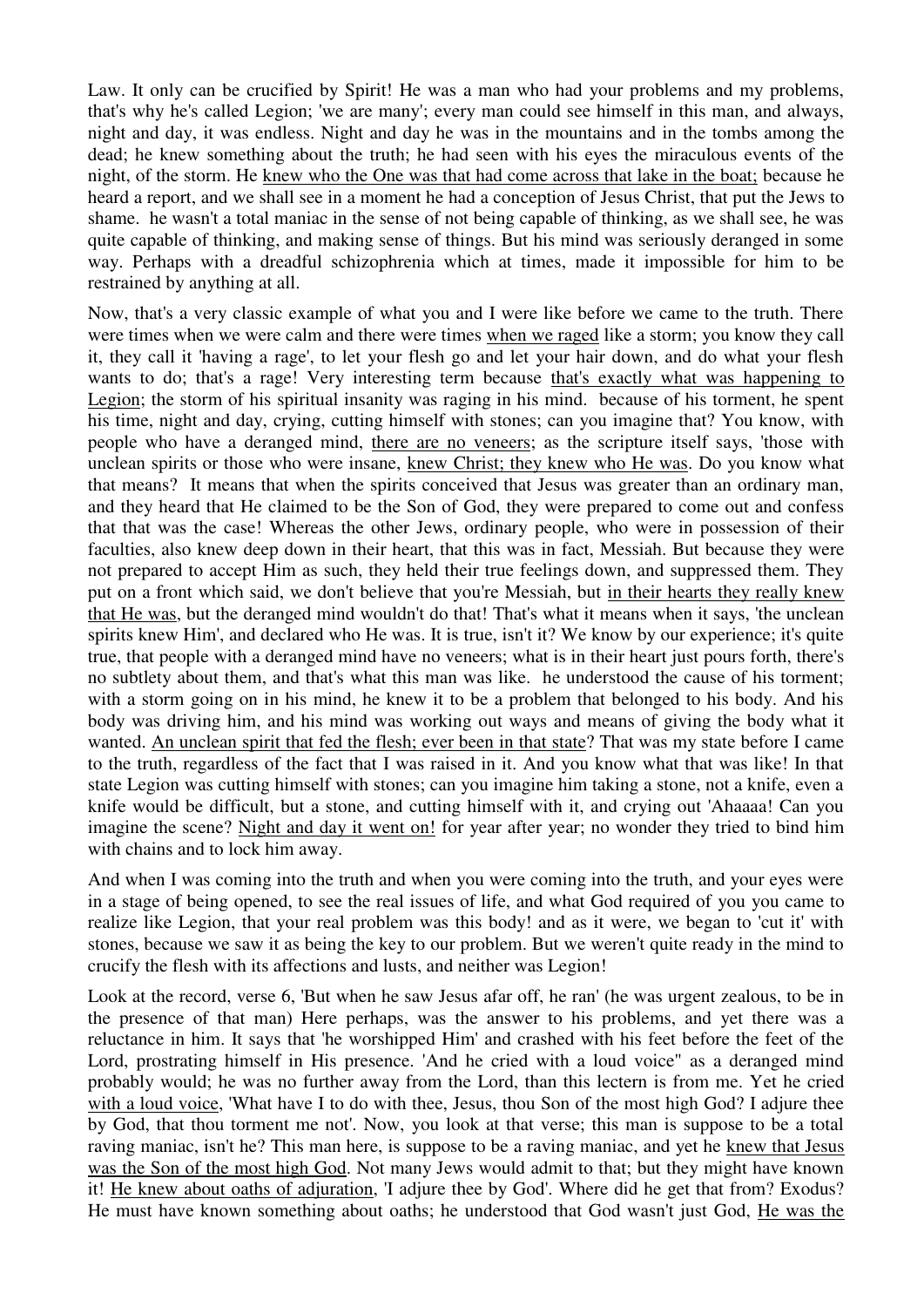Law. It only can be crucified by Spirit! He was a man who had your problems and my problems, that's why he's called Legion; 'we are many'; every man could see himself in this man, and always, night and day, it was endless. Night and day he was in the mountains and in the tombs among the dead; he knew something about the truth; he had seen with his eyes the miraculous events of the night, of the storm. He <u>knew who the One was that had come across that lake in the boat;</u> because he heard a report, and we shall see in a moment he had a conception of Jesus Christ, that put the Jews to shame. he wasn't a total maniac in the sense of not being capable of thinking, as we shall see, he was quite capable of thinking, and making sense of things. But his mind was seriously deranged in some way. Perhaps with a dreadful schizophrenia which at times, made it impossible for him to be restrained by anything at all.

Now, that's a very classic example of what you and I were like before we came to the truth. There were times when we were calm and there were times <u>when we raged</u> like a storm; you know they call it, they call it 'having a rage', to let your flesh go and let your hair down, and do what your flesh wants to do; that's a rage! Very interesting term because <u>that's exactly what was happening to Legion</u>; the storm of his spiritual insanity was raging in his mind. because of his torment, he spent his time, night and day, crying, cutting himself with stones; can you imagine that? You know, with people who have a deranged mind, <u>there are no veneers</u>; as the scripture itself says, 'those with unclean spirits or those who were insane, <u>knew Christ; they knew who He was</u>. Do you know what that means? It means that when the spirits conceived that Jesus was greater than an ordinary man, and they heard that He claimed to be the Son of God, they were prepared to come out and confess that that was the case! Whereas the other Jews, ordinary people, who were in possession of their faculties, also knew deep down in their heart, that this was in fact, Messiah. But because they were not prepared to accept Him as such, they held their true feelings down, and suppressed them. They put on a front which said, we don't believe that you're Messiah, but <u>in their hearts they really knew that He was</u>, but the deranged mind wouldn't do that! That's what it means when it says, 'the unclean spirits knew Him', and declared who He was. It is true, isn't it? We know by our experience; it's quite true, that people with a deranged mind have no veneers; what is in their heart just pours forth, there's no subtlety about them, and that's what this man was like. he understood the cause of his torment; with a storm going on in his mind, he knew it to be a problem that belonged to his body. And his body was driving him, and his mind was working out ways and means of giving the body what it wanted. <u>An unclean spirit that fed the flesh; ever been in that state</u>? That was my state before I came to the truth, regardless of the fact that I was raised in it. And you know what that was like! In that state Legion was cutting himself with stones; can you imagine him taking a stone, not a knife, even a knife would be difficult, but a stone, and cutting himself with it, and crying out 'Ahaaaa! Can you imagine the scene? <u>Night and day it went on!</u> for year after year; no wonder they tried to bind him with chains and to lock him away.

And when I was coming into the truth and when you were coming into the truth, and your eyes were in a stage of being opened, to see the real issues of life, and what God required of you you came to realize like Legion, that your real problem was this body! and as it were, we began to 'cut it' with stones, because we saw it as being the key to our problem. But we weren't quite ready in the mind to crucify the flesh with its affections and lusts, and neither was Legion!

Look at the record, verse 6, 'But when he saw Jesus afar off, he ran' (he was urgent zealous, to be in the presence of that man) Here perhaps, was the answer to his problems, and yet there was a reluctance in him. It says that 'he worshipped Him' and crashed with his feet before the feet of the Lord, prostrating himself in His presence. 'And he cried with a loud voice" as a deranged mind probably would; he was no further away from the Lord, than this lectern is from me. Yet he cried <u>with a loud voice</u>, 'What have I to do with thee, Jesus, thou Son of the most high God? I adjure thee by God, that thou torment me not'. Now, you look at that verse; this man is suppose to be a total raving maniac, isn't he? This man here, is suppose to be a raving maniac, and yet he <u>knew that Jesus was the Son of the most high God</u>. Not many Jews would admit to that; but they might have known it! <u>He knew about oaths of adjuration</u>, 'I adjure thee by God'. Where did he get that from? Exodus? He must have known something about oaths; he understood that God wasn't just God, <u>He was the</u>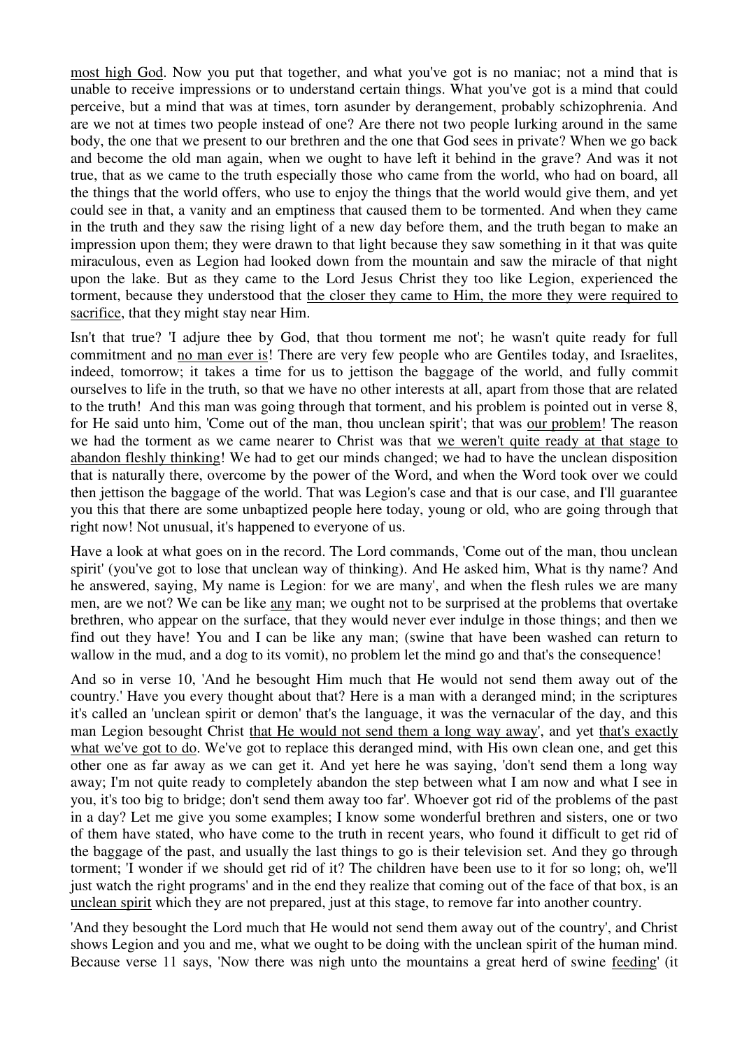<u>most high God</u>. Now you put that together, and what you've got is no maniac; not a mind that is unable to receive impressions or to understand certain things. What you've got is a mind that could perceive, but a mind that was at times, torn asunder by derangement, probably schizophrenia. And are we not at times two people instead of one? Are there not two people lurking around in the same body, the one that we present to our brethren and the one that God sees in private? When we go back and become the old man again, when we ought to have left it behind in the grave? And was it not true, that as we came to the truth especially those who came from the world, who had on board, all the things that the world offers, who use to enjoy the things that the world would give them, and yet could see in that, a vanity and an emptiness that caused them to be tormented. And when they came in the truth and they saw the rising light of a new day before them, and the truth began to make an impression upon them; they were drawn to that light because they saw something in it that was quite miraculous, even as Legion had looked down from the mountain and saw the miracle of that night upon the lake. But as they came to the Lord Jesus Christ they too like Legion, experienced the torment, because they understood that <u>the closer they came to Him, the more they were required to sacrifice</u>, that they might stay near Him.

Isn't that true? 'I adjure thee by God, that thou torment me not'; he wasn't quite ready for full commitment and <u>no man ever is</u>! There are very few people who are Gentiles today, and Israelites, indeed, tomorrow; it takes a time for us to jettison the baggage of the world, and fully commit ourselves to life in the truth, so that we have no other interests at all, apart from those that are related to the truth! And this man was going through that torment, and his problem is pointed out in verse 8, for He said unto him, 'Come out of the man, thou unclean spirit'; that was <u>our problem</u>! The reason we had the torment as we came nearer to Christ was that <u>we weren't quite ready at that stage to abandon fleshly thinking</u>! We had to get our minds changed; we had to have the unclean disposition that is naturally there, overcome by the power of the Word, and when the Word took over we could then jettison the baggage of the world. That was Legion's case and that is our case, and I'll guarantee you this that there are some unbaptized people here today, young or old, who are going through that right now! Not unusual, it's happened to everyone of us.

Have a look at what goes on in the record. The Lord commands, 'Come out of the man, thou unclean spirit' (you've got to lose that unclean way of thinking). And He asked him, What is thy name? And he answered, saying, My name is Legion: for we are many', and when the flesh rules we are many men, are we not? We can be like <u>any</u> man; we ought not to be surprised at the problems that overtake brethren, who appear on the surface, that they would never ever indulge in those things; and then we find out they have! You and I can be like any man; (swine that have been washed can return to wallow in the mud, and a dog to its vomit), no problem let the mind go and that's the consequence!

And so in verse 10, 'And he besought Him much that He would not send them away out of the country.' Have you every thought about that? Here is a man with a deranged mind; in the scriptures it's called an 'unclean spirit or demon' that's the language, it was the vernacular of the day, and this man Legion besought Christ <u>that He would not send them a long way away</u>', and yet <u>that's exactly what we've got to do</u>. We've got to replace this deranged mind, with His own clean one, and get this other one as far away as we can get it. And yet here he was saying, 'don't send them a long way away; I'm not quite ready to completely abandon the step between what I am now and what I see in you, it's too big to bridge; don't send them away too far'. Whoever got rid of the problems of the past in a day? Let me give you some examples; I know some wonderful brethren and sisters, one or two of them have stated, who have come to the truth in recent years, who found it difficult to get rid of the baggage of the past, and usually the last things to go is their television set. And they go through torment; 'I wonder if we should get rid of it? The children have been use to it for so long; oh, we'll just watch the right programs' and in the end they realize that coming out of the face of that box, is an <u>unclean spirit</u> which they are not prepared, just at this stage, to remove far into another country.

'And they besought the Lord much that He would not send them away out of the country', and Christ shows Legion and you and me, what we ought to be doing with the unclean spirit of the human mind. Because verse 11 says, 'Now there was nigh unto the mountains a great herd of swine <u>feeding</u>' (it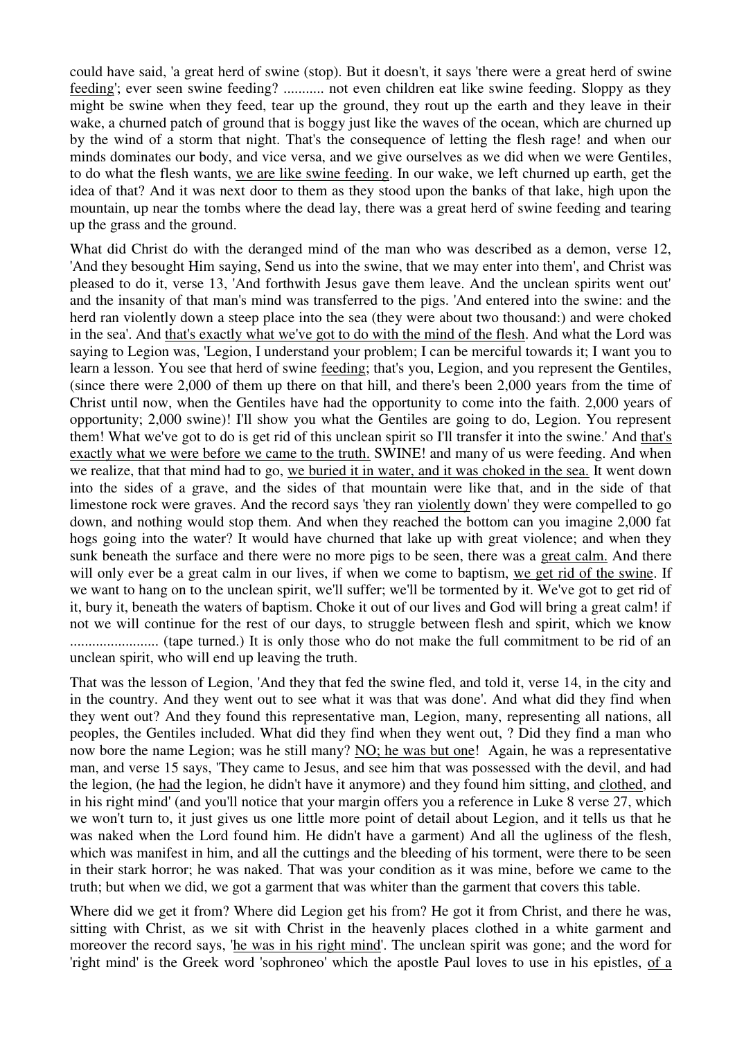could have said, 'a great herd of swine (stop). But it doesn't, it says 'there were a great herd of swine <u>feeding</u>'; ever seen swine feeding? ........... not even children eat like swine feeding. Sloppy as they might be swine when they feed, tear up the ground, they rout up the earth and they leave in their wake, a churned patch of ground that is boggy just like the waves of the ocean, which are churned up by the wind of a storm that night. That's the consequence of letting the flesh rage! and when our minds dominates our body, and vice versa, and we give ourselves as we did when we were Gentiles, to do what the flesh wants, <u>we are like swine feeding</u>. In our wake, we left churned up earth, get the idea of that? And it was next door to them as they stood upon the banks of that lake, high upon the mountain, up near the tombs where the dead lay, there was a great herd of swine feeding and tearing up the grass and the ground.

What did Christ do with the deranged mind of the man who was described as a demon, verse 12, 'And they besought Him saying, Send us into the swine, that we may enter into them', and Christ was pleased to do it, verse 13, 'And forthwith Jesus gave them leave. And the unclean spirits went out' and the insanity of that man's mind was transferred to the pigs. 'And entered into the swine: and the herd ran violently down a steep place into the sea (they were about two thousand:) and were choked in the sea'. And <u>that's exactly what we've got to do with the mind of the flesh</u>. And what the Lord was saying to Legion was, 'Legion, I understand your problem; I can be merciful towards it; I want you to learn a lesson. You see that herd of swine <u>feeding</u>; that's you, Legion, and you represent the Gentiles, (since there were 2,000 of them up there on that hill, and there's been 2,000 years from the time of Christ until now, when the Gentiles have had the opportunity to come into the faith. 2,000 years of opportunity; 2,000 swine)! I'll show you what the Gentiles are going to do, Legion. You represent them! What we've got to do is get rid of this unclean spirit so I'll transfer it into the swine.' And <u>that's exactly what we were before we came to the truth.</u> SWINE! and many of us were feeding. And when we realize, that that mind had to go, <u>we buried it in water, and it was choked in the sea.</u> It went down into the sides of a grave, and the sides of that mountain were like that, and in the side of that limestone rock were graves. And the record says 'they ran <u>violently</u> down' they were compelled to go down, and nothing would stop them. And when they reached the bottom can you imagine 2,000 fat hogs going into the water? It would have churned that lake up with great violence; and when they sunk beneath the surface and there were no more pigs to be seen, there was a <u>great calm.</u> And there will only ever be a great calm in our lives, if when we come to baptism, <u>we get rid of the swine</u>. If we want to hang on to the unclean spirit, we'll suffer; we'll be tormented by it. We've got to get rid of it, bury it, beneath the waters of baptism. Choke it out of our lives and God will bring a great calm! if not we will continue for the rest of our days, to struggle between flesh and spirit, which we know ........................ (tape turned.) It is only those who do not make the full commitment to be rid of an unclean spirit, who will end up leaving the truth.

That was the lesson of Legion, 'And they that fed the swine fled, and told it, verse 14, in the city and in the country. And they went out to see what it was that was done'. And what did they find when they went out? And they found this representative man, Legion, many, representing all nations, all peoples, the Gentiles included. What did they find when they went out, ? Did they find a man who now bore the name Legion; was he still many? <u>NO; he was but one</u>! Again, he was a representative man, and verse 15 says, 'They came to Jesus, and see him that was possessed with the devil, and had the legion, (he <u>had</u> the legion, he didn't have it anymore) and they found him sitting, and <u>clothed</u>, and in his right mind' (and you'll notice that your margin offers you a reference in Luke 8 verse 27, which we won't turn to, it just gives us one little more point of detail about Legion, and it tells us that he was naked when the Lord found him. He didn't have a garment) And all the ugliness of the flesh, which was manifest in him, and all the cuttings and the bleeding of his torment, were there to be seen in their stark horror; he was naked. That was your condition as it was mine, before we came to the truth; but when we did, we got a garment that was whiter than the garment that covers this table.

Where did we get it from? Where did Legion get his from? He got it from Christ, and there he was, sitting with Christ, as we sit with Christ in the heavenly places clothed in a white garment and moreover the record says, '<u>he was in his right mind</u>'. The unclean spirit was gone; and the word for 'right mind' is the Greek word 'sophroneo' which the apostle Paul loves to use in his epistles, <u>of a</u>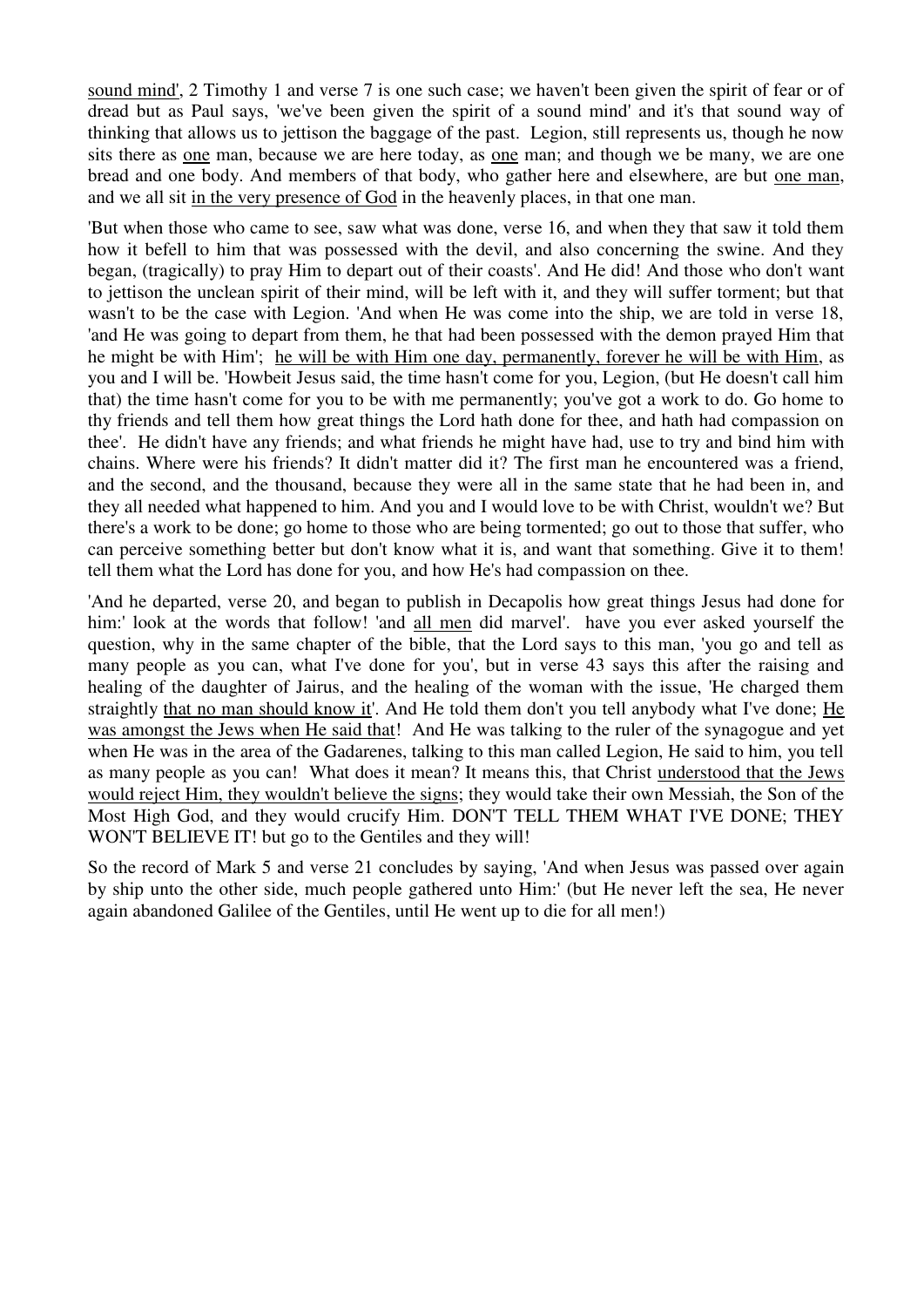<u>sound mind'</u>, 2 Timothy 1 and verse 7 is one such case; we haven't been given the spirit of fear or of dread but as Paul says, 'we've been given the spirit of a sound mind' and it's that sound way of thinking that allows us to jettison the baggage of the past. Legion, still represents us, though he now sits there as <u>one</u> man, because we are here today, as <u>one</u> man; and though we be many, we are one bread and one body. And members of that body, who gather here and elsewhere, are but <u>one man</u>, and we all sit <u>in the very presence of God</u> in the heavenly places, in that one man.

'But when those who came to see, saw what was done, verse 16, and when they that saw it told them how it befell to him that was possessed with the devil, and also concerning the swine. And they began, (tragically) to pray Him to depart out of their coasts'. And He did! And those who don't want to jettison the unclean spirit of their mind, will be left with it, and they will suffer torment; but that wasn't to be the case with Legion. 'And when He was come into the ship, we are told in verse 18, 'and He was going to depart from them, he that had been possessed with the demon prayed Him that he might be with Him'; <u>he will be with Him one day, permanently, forever he will be with Him</u>, as you and I will be. 'Howbeit Jesus said, the time hasn't come for you, Legion, (but He doesn't call him that) the time hasn't come for you to be with me permanently; you've got a work to do. Go home to thy friends and tell them how great things the Lord hath done for thee, and hath had compassion on thee'. He didn't have any friends; and what friends he might have had, use to try and bind him with chains. Where were his friends? It didn't matter did it? The first man he encountered was a friend, and the second, and the thousand, because they were all in the same state that he had been in, and they all needed what happened to him. And you and I would love to be with Christ, wouldn't we? But there's a work to be done; go home to those who are being tormented; go out to those that suffer, who can perceive something better but don't know what it is, and want that something. Give it to them! tell them what the Lord has done for you, and how He's had compassion on thee.

'And he departed, verse 20, and began to publish in Decapolis how great things Jesus had done for him:' look at the words that follow! 'and <u>all men</u> did marvel'. have you ever asked yourself the question, why in the same chapter of the bible, that the Lord says to this man, 'you go and tell as many people as you can, what I've done for you', but in verse 43 says this after the raising and healing of the daughter of Jairus, and the healing of the woman with the issue, 'He charged them straightly <u>that no man should know it</u>'. And He told them don't you tell anybody what I've done; <u>He was amongst the Jews when He said that</u>! And He was talking to the ruler of the synagogue and yet when He was in the area of the Gadarenes, talking to this man called Legion, He said to him, you tell as many people as you can! What does it mean? It means this, that Christ <u>understood that the Jews would reject Him, they wouldn't believe the signs</u>; they would take their own Messiah, the Son of the Most High God, and they would crucify Him. DON'T TELL THEM WHAT I'VE DONE; THEY WON'T BELIEVE IT! but go to the Gentiles and they will!

So the record of Mark 5 and verse 21 concludes by saying, 'And when Jesus was passed over again by ship unto the other side, much people gathered unto Him:' (but He never left the sea, He never again abandoned Galilee of the Gentiles, until He went up to die for all men!)